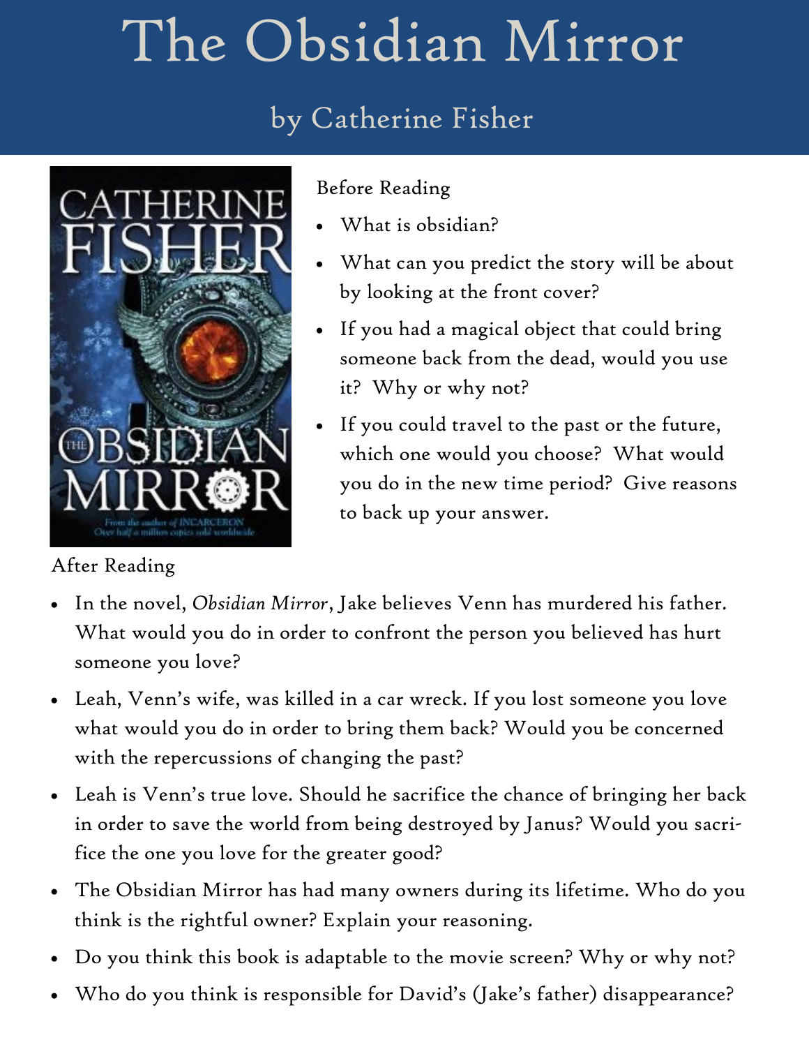# The Obsidian Mirror

## by Catherine Fisher

Before Reading

- What is obsidian?
- What can you predict the story will be about by looking at the front cover?
- If you had a magical object that could bring someone back from the dead, would you use it? Why or why not?
- If you could travel to the past or the future, which one would you choose? What would you do in the new time period? Give reasons to back up your answer.

After Reading

- In the novel, *Obsidian Mirror*, Jake believes Venn has murdered his father. What would you do in order to confront the person you believed has hurt someone you love?
- Leah, Venn's wife, was killed in a car wreck. If you lost someone you love what would you do in order to bring them back? Would you be concerned with the repercussions of changing the past?
- Leah is Venn's true love. Should he sacrifice the chance of bringing her back in order to save the world from being destroyed by Janus? Would you sacrifice the one you love for the greater good?
- The Obsidian Mirror has had many owners during its lifetime. Who do you think is the rightful owner? Explain your reasoning.
- Do you think this book is adaptable to the movie screen? Why or why not?
- Who do you think is responsible for David's (Jake's father) disappearance?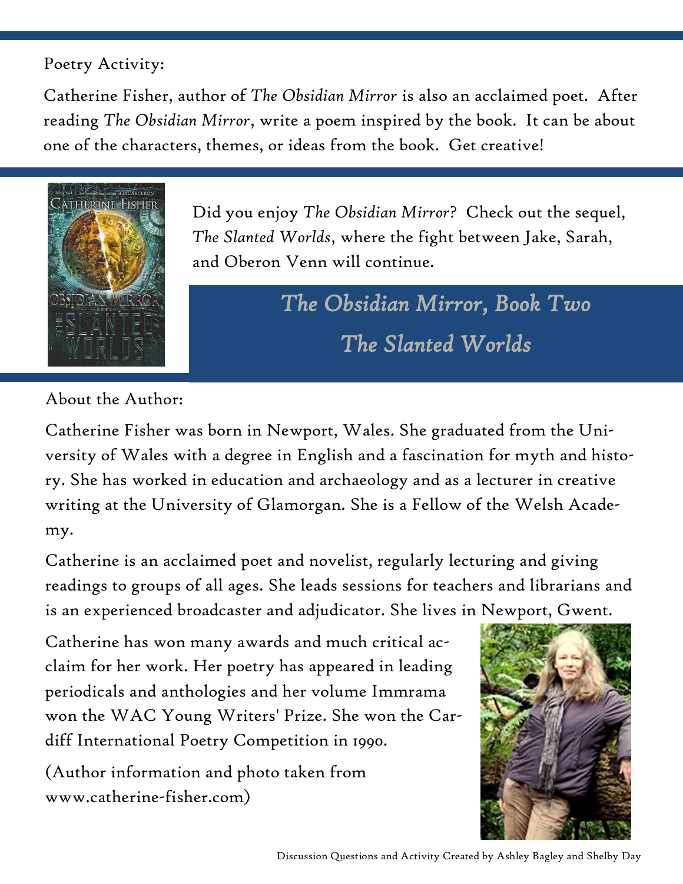Poetry Activity:

Catherine Fisher, author of *The Obsidian Mirror* is also an acclaimed poet. After reading *The Obsidian Mirror*, write a poem inspired by the book. It can be about one of the characters, themes, or ideas from the book. Get creative!

Did you enjoy *The Obsidian Mirror*? Check out the sequel, *The Slanted Worlds*, where the fight between Jake, Sarah, and Oberon Venn will continue.

## *The Obsidian Mirror, Book Two*
## *The Slanted Worlds*

About the Author:

Catherine Fisher was born in Newport, Wales. She graduated from the University of Wales with a degree in English and a fascination for myth and history. She has worked in education and archaeology and as a lecturer in creative writing at the University of Glamorgan. She is a Fellow of the Welsh Academy.

Catherine is an acclaimed poet and novelist, regularly lecturing and giving readings to groups of all ages. She leads sessions for teachers and librarians and is an experienced broadcaster and adjudicator. She lives in Newport, Gwent.

Catherine has won many awards and much critical acclaim for her work. Her poetry has appeared in leading periodicals and anthologies and her volume Immrama won the WAC Young Writers' Prize. She won the Cardiff International Poetry Competition in 1990.

(Author information and photo taken from www.catherine-fisher.com)

Discussion Questions and Activity Created by Ashley Bagley and Shelby Day